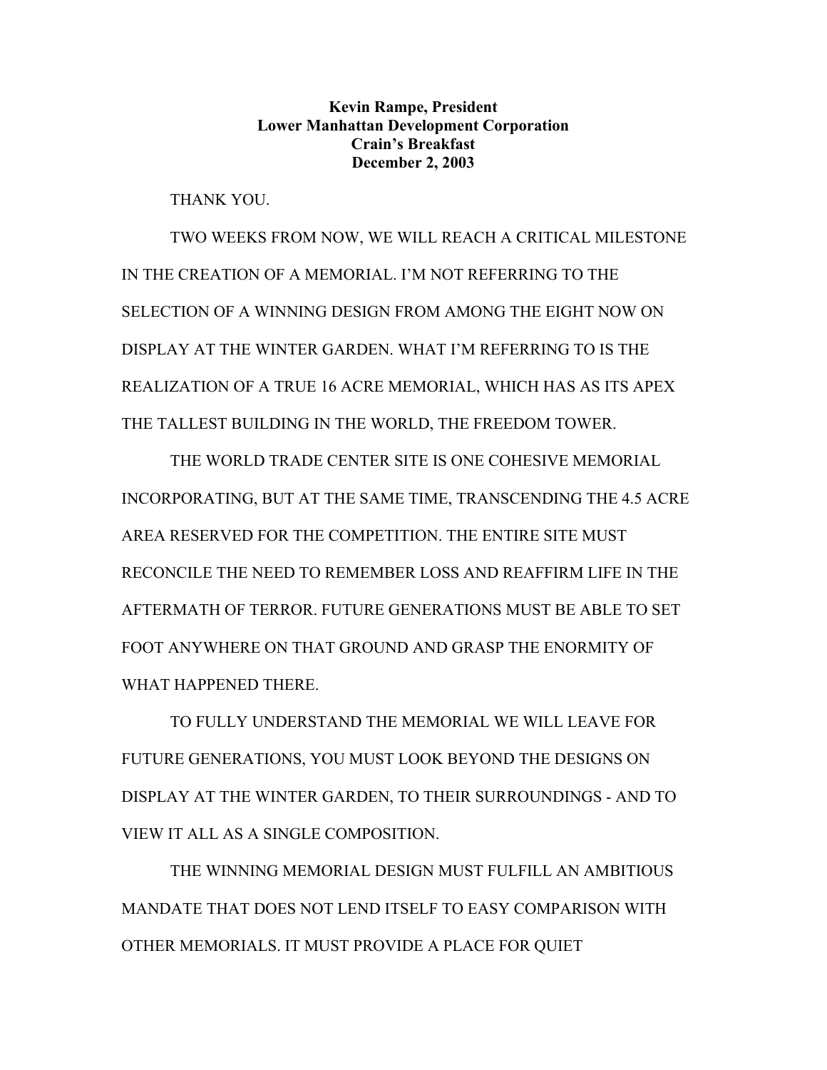**Kevin Rampe, President**
**Lower Manhattan Development Corporation**
**Crain's Breakfast**
**December 2, 2003**

THANK YOU.

TWO WEEKS FROM NOW, WE WILL REACH A CRITICAL MILESTONE IN THE CREATION OF A MEMORIAL. I'M NOT REFERRING TO THE SELECTION OF A WINNING DESIGN FROM AMONG THE EIGHT NOW ON DISPLAY AT THE WINTER GARDEN. WHAT I'M REFERRING TO IS THE REALIZATION OF A TRUE 16 ACRE MEMORIAL, WHICH HAS AS ITS APEX THE TALLEST BUILDING IN THE WORLD, THE FREEDOM TOWER.

THE WORLD TRADE CENTER SITE IS ONE COHESIVE MEMORIAL INCORPORATING, BUT AT THE SAME TIME, TRANSCENDING THE 4.5 ACRE AREA RESERVED FOR THE COMPETITION. THE ENTIRE SITE MUST RECONCILE THE NEED TO REMEMBER LOSS AND REAFFIRM LIFE IN THE AFTERMATH OF TERROR. FUTURE GENERATIONS MUST BE ABLE TO SET FOOT ANYWHERE ON THAT GROUND AND GRASP THE ENORMITY OF WHAT HAPPENED THERE.

TO FULLY UNDERSTAND THE MEMORIAL WE WILL LEAVE FOR FUTURE GENERATIONS, YOU MUST LOOK BEYOND THE DESIGNS ON DISPLAY AT THE WINTER GARDEN, TO THEIR SURROUNDINGS - AND TO VIEW IT ALL AS A SINGLE COMPOSITION.

THE WINNING MEMORIAL DESIGN MUST FULFILL AN AMBITIOUS MANDATE THAT DOES NOT LEND ITSELF TO EASY COMPARISON WITH OTHER MEMORIALS. IT MUST PROVIDE A PLACE FOR QUIET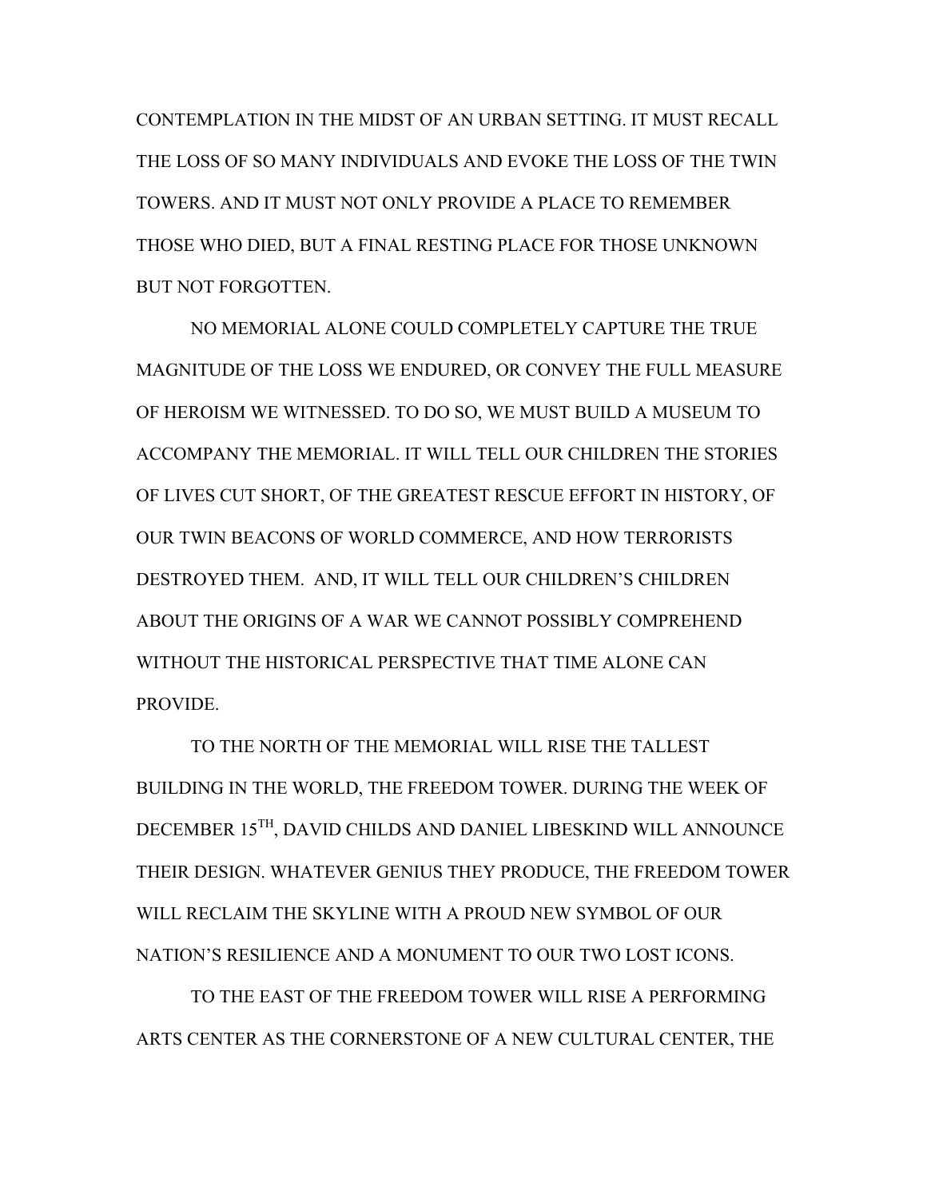CONTEMPLATION IN THE MIDST OF AN URBAN SETTING. IT MUST RECALL THE LOSS OF SO MANY INDIVIDUALS AND EVOKE THE LOSS OF THE TWIN TOWERS. AND IT MUST NOT ONLY PROVIDE A PLACE TO REMEMBER THOSE WHO DIED, BUT A FINAL RESTING PLACE FOR THOSE UNKNOWN BUT NOT FORGOTTEN.

NO MEMORIAL ALONE COULD COMPLETELY CAPTURE THE TRUE MAGNITUDE OF THE LOSS WE ENDURED, OR CONVEY THE FULL MEASURE OF HEROISM WE WITNESSED. TO DO SO, WE MUST BUILD A MUSEUM TO ACCOMPANY THE MEMORIAL. IT WILL TELL OUR CHILDREN THE STORIES OF LIVES CUT SHORT, OF THE GREATEST RESCUE EFFORT IN HISTORY, OF OUR TWIN BEACONS OF WORLD COMMERCE, AND HOW TERRORISTS DESTROYED THEM. AND, IT WILL TELL OUR CHILDREN'S CHILDREN ABOUT THE ORIGINS OF A WAR WE CANNOT POSSIBLY COMPREHEND WITHOUT THE HISTORICAL PERSPECTIVE THAT TIME ALONE CAN PROVIDE.

TO THE NORTH OF THE MEMORIAL WILL RISE THE TALLEST BUILDING IN THE WORLD, THE FREEDOM TOWER. DURING THE WEEK OF DECEMBER 15TH, DAVID CHILDS AND DANIEL LIBESKIND WILL ANNOUNCE THEIR DESIGN. WHATEVER GENIUS THEY PRODUCE, THE FREEDOM TOWER WILL RECLAIM THE SKYLINE WITH A PROUD NEW SYMBOL OF OUR NATION'S RESILIENCE AND A MONUMENT TO OUR TWO LOST ICONS.

TO THE EAST OF THE FREEDOM TOWER WILL RISE A PERFORMING ARTS CENTER AS THE CORNERSTONE OF A NEW CULTURAL CENTER, THE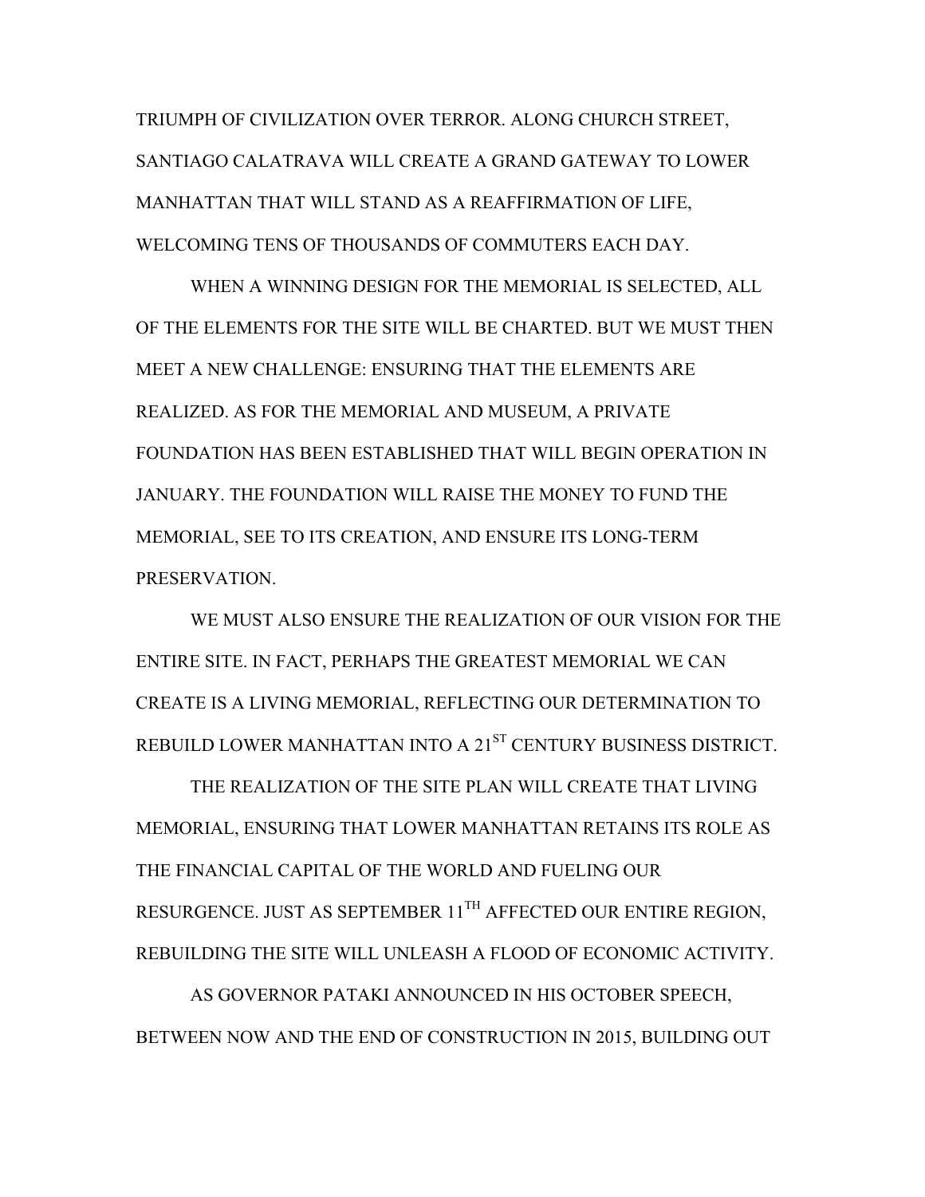TRIUMPH OF CIVILIZATION OVER TERROR. ALONG CHURCH STREET, SANTIAGO CALATRAVA WILL CREATE A GRAND GATEWAY TO LOWER MANHATTAN THAT WILL STAND AS A REAFFIRMATION OF LIFE, WELCOMING TENS OF THOUSANDS OF COMMUTERS EACH DAY.

WHEN A WINNING DESIGN FOR THE MEMORIAL IS SELECTED, ALL OF THE ELEMENTS FOR THE SITE WILL BE CHARTED. BUT WE MUST THEN MEET A NEW CHALLENGE: ENSURING THAT THE ELEMENTS ARE REALIZED. AS FOR THE MEMORIAL AND MUSEUM, A PRIVATE FOUNDATION HAS BEEN ESTABLISHED THAT WILL BEGIN OPERATION IN JANUARY. THE FOUNDATION WILL RAISE THE MONEY TO FUND THE MEMORIAL, SEE TO ITS CREATION, AND ENSURE ITS LONG-TERM PRESERVATION.

WE MUST ALSO ENSURE THE REALIZATION OF OUR VISION FOR THE ENTIRE SITE. IN FACT, PERHAPS THE GREATEST MEMORIAL WE CAN CREATE IS A LIVING MEMORIAL, REFLECTING OUR DETERMINATION TO REBUILD LOWER MANHATTAN INTO A 21ST CENTURY BUSINESS DISTRICT.

THE REALIZATION OF THE SITE PLAN WILL CREATE THAT LIVING MEMORIAL, ENSURING THAT LOWER MANHATTAN RETAINS ITS ROLE AS THE FINANCIAL CAPITAL OF THE WORLD AND FUELING OUR RESURGENCE. JUST AS SEPTEMBER 11TH AFFECTED OUR ENTIRE REGION, REBUILDING THE SITE WILL UNLEASH A FLOOD OF ECONOMIC ACTIVITY.

AS GOVERNOR PATAKI ANNOUNCED IN HIS OCTOBER SPEECH, BETWEEN NOW AND THE END OF CONSTRUCTION IN 2015, BUILDING OUT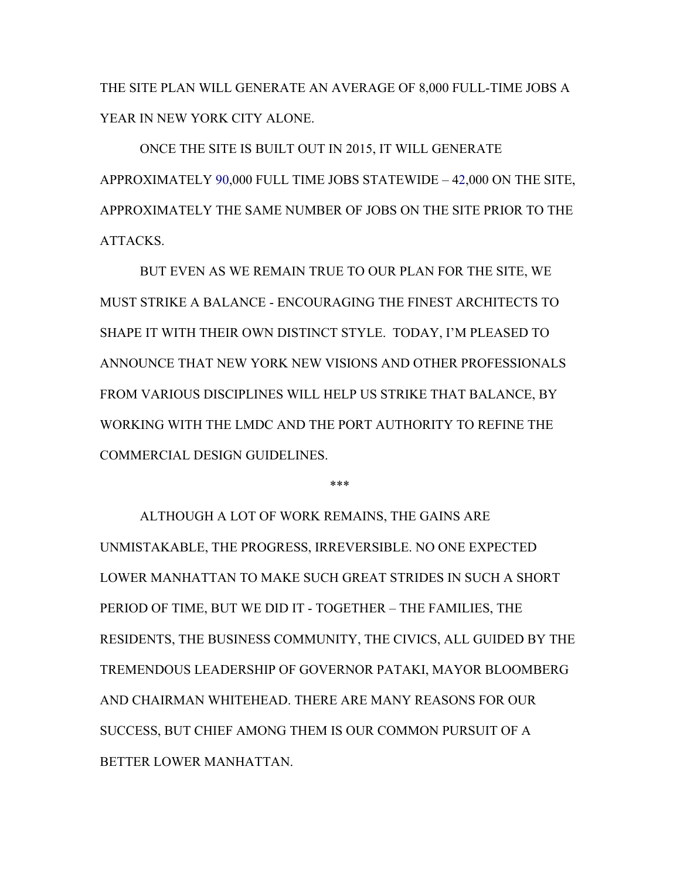THE SITE PLAN WILL GENERATE AN AVERAGE OF 8,000 FULL-TIME JOBS A YEAR IN NEW YORK CITY ALONE.

ONCE THE SITE IS BUILT OUT IN 2015, IT WILL GENERATE APPROXIMATELY 90,000 FULL TIME JOBS STATEWIDE – 42,000 ON THE SITE, APPROXIMATELY THE SAME NUMBER OF JOBS ON THE SITE PRIOR TO THE ATTACKS.

BUT EVEN AS WE REMAIN TRUE TO OUR PLAN FOR THE SITE, WE MUST STRIKE A BALANCE - ENCOURAGING THE FINEST ARCHITECTS TO SHAPE IT WITH THEIR OWN DISTINCT STYLE. TODAY, I'M PLEASED TO ANNOUNCE THAT NEW YORK NEW VISIONS AND OTHER PROFESSIONALS FROM VARIOUS DISCIPLINES WILL HELP US STRIKE THAT BALANCE, BY WORKING WITH THE LMDC AND THE PORT AUTHORITY TO REFINE THE COMMERCIAL DESIGN GUIDELINES.

***

ALTHOUGH A LOT OF WORK REMAINS, THE GAINS ARE UNMISTAKABLE, THE PROGRESS, IRREVERSIBLE. NO ONE EXPECTED LOWER MANHATTAN TO MAKE SUCH GREAT STRIDES IN SUCH A SHORT PERIOD OF TIME, BUT WE DID IT - TOGETHER – THE FAMILIES, THE RESIDENTS, THE BUSINESS COMMUNITY, THE CIVICS, ALL GUIDED BY THE TREMENDOUS LEADERSHIP OF GOVERNOR PATAKI, MAYOR BLOOMBERG AND CHAIRMAN WHITEHEAD. THERE ARE MANY REASONS FOR OUR SUCCESS, BUT CHIEF AMONG THEM IS OUR COMMON PURSUIT OF A BETTER LOWER MANHATTAN.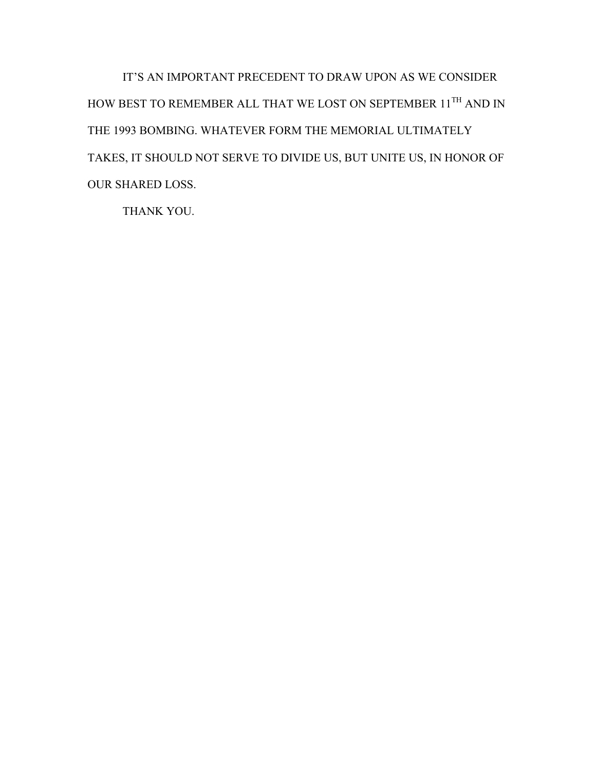IT'S AN IMPORTANT PRECEDENT TO DRAW UPON AS WE CONSIDER HOW BEST TO REMEMBER ALL THAT WE LOST ON SEPTEMBER 11$^{TH}$ AND IN THE 1993 BOMBING. WHATEVER FORM THE MEMORIAL ULTIMATELY TAKES, IT SHOULD NOT SERVE TO DIVIDE US, BUT UNITE US, IN HONOR OF OUR SHARED LOSS.

THANK YOU.